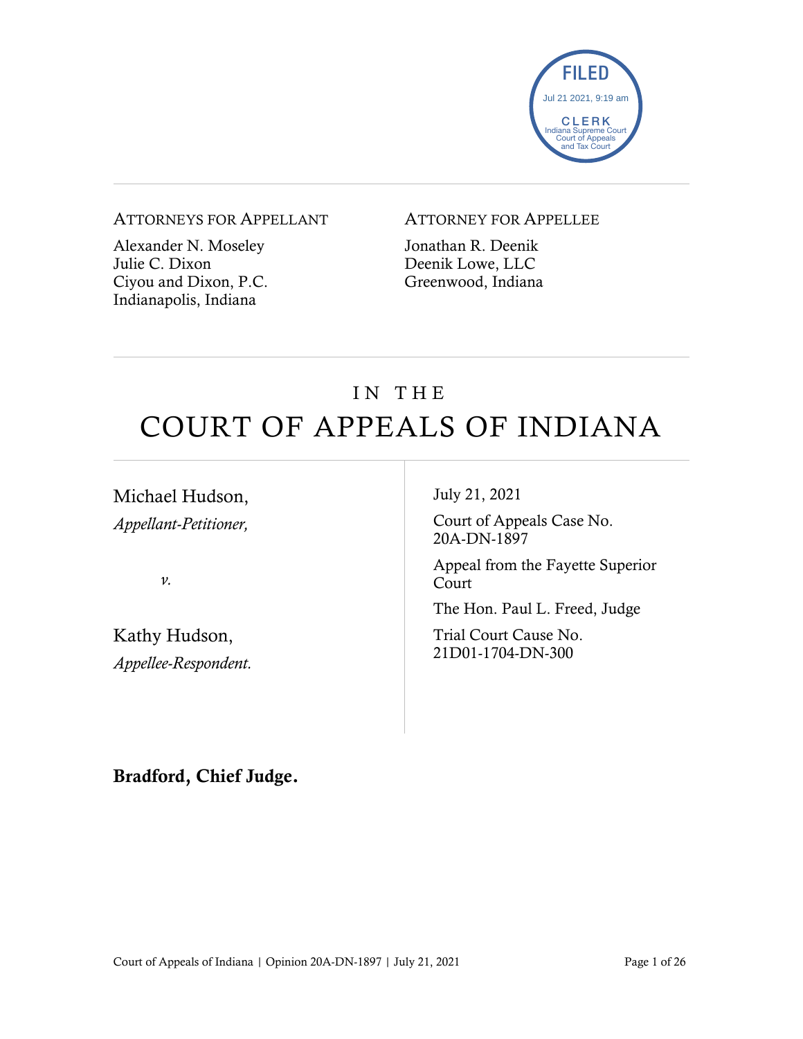FILED
Jul 21 2021, 9:19 am
CLERK
Indiana Supreme Court
Court of Appeals
and Tax Court

ATTORNEYS FOR APPELLANT

Alexander N. Moseley
Julie C. Dixon
Ciyou and Dixon, P.C.
Indianapolis, Indiana

ATTORNEY FOR APPELLEE

Jonathan R. Deenik
Deenik Lowe, LLC
Greenwood, Indiana

# IN THE COURT OF APPEALS OF INDIANA

Michael Hudson,
*Appellant-Petitioner,*

*v.*

Kathy Hudson,
*Appellee-Respondent.*

July 21, 2021

Court of Appeals Case No. 20A-DN-1897

Appeal from the Fayette Superior Court

The Hon. Paul L. Freed, Judge

Trial Court Cause No. 21D01-1704-DN-300

**Bradford, Chief Judge.**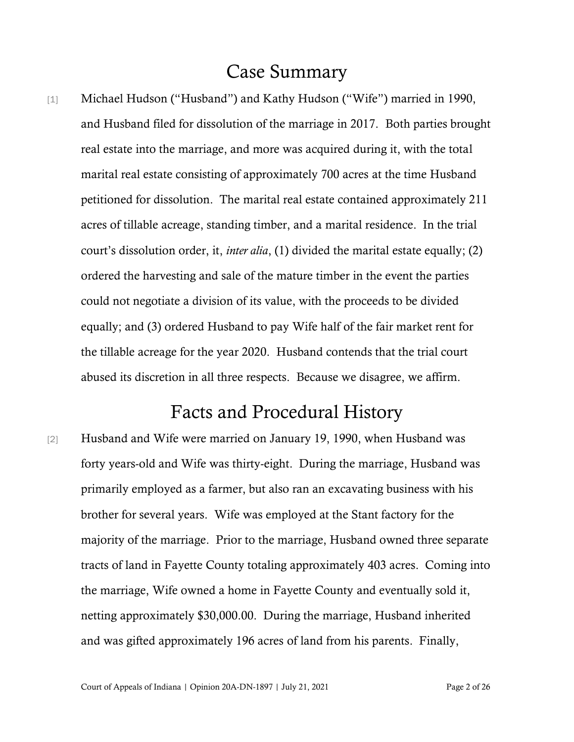# Case Summary

[1] Michael Hudson ("Husband") and Kathy Hudson ("Wife") married in 1990, and Husband filed for dissolution of the marriage in 2017. Both parties brought real estate into the marriage, and more was acquired during it, with the total marital real estate consisting of approximately 700 acres at the time Husband petitioned for dissolution. The marital real estate contained approximately 211 acres of tillable acreage, standing timber, and a marital residence. In the trial court's dissolution order, it, *inter alia*, (1) divided the marital estate equally; (2) ordered the harvesting and sale of the mature timber in the event the parties could not negotiate a division of its value, with the proceeds to be divided equally; and (3) ordered Husband to pay Wife half of the fair market rent for the tillable acreage for the year 2020. Husband contends that the trial court abused its discretion in all three respects. Because we disagree, we affirm.

# Facts and Procedural History

[2] Husband and Wife were married on January 19, 1990, when Husband was forty years-old and Wife was thirty-eight. During the marriage, Husband was primarily employed as a farmer, but also ran an excavating business with his brother for several years. Wife was employed at the Stant factory for the majority of the marriage. Prior to the marriage, Husband owned three separate tracts of land in Fayette County totaling approximately 403 acres. Coming into the marriage, Wife owned a home in Fayette County and eventually sold it, netting approximately $30,000.00. During the marriage, Husband inherited and was gifted approximately 196 acres of land from his parents. Finally,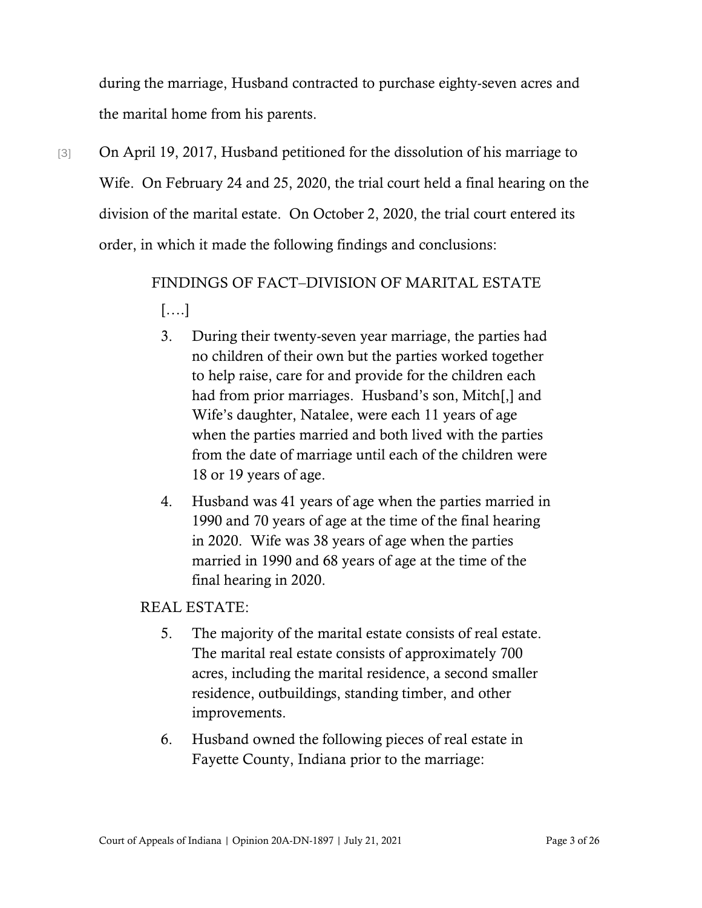during the marriage, Husband contracted to purchase eighty-seven acres and the marital home from his parents.

[3] On April 19, 2017, Husband petitioned for the dissolution of his marriage to Wife. On February 24 and 25, 2020, the trial court held a final hearing on the division of the marital estate. On October 2, 2020, the trial court entered its order, in which it made the following findings and conclusions:

> FINDINGS OF FACT–DIVISION OF MARITAL ESTATE
>
> [….]
>
> 3. During their twenty-seven year marriage, the parties had no children of their own but the parties worked together to help raise, care for and provide for the children each had from prior marriages. Husband's son, Mitch[,] and Wife's daughter, Natalee, were each 11 years of age when the parties married and both lived with the parties from the date of marriage until each of the children were 18 or 19 years of age.
> 4. Husband was 41 years of age when the parties married in 1990 and 70 years of age at the time of the final hearing in 2020. Wife was 38 years of age when the parties married in 1990 and 68 years of age at the time of the final hearing in 2020.
>
> REAL ESTATE:
>
> 5. The majority of the marital estate consists of real estate. The marital real estate consists of approximately 700 acres, including the marital residence, a second smaller residence, outbuildings, standing timber, and other improvements.
> 6. Husband owned the following pieces of real estate in Fayette County, Indiana prior to the marriage: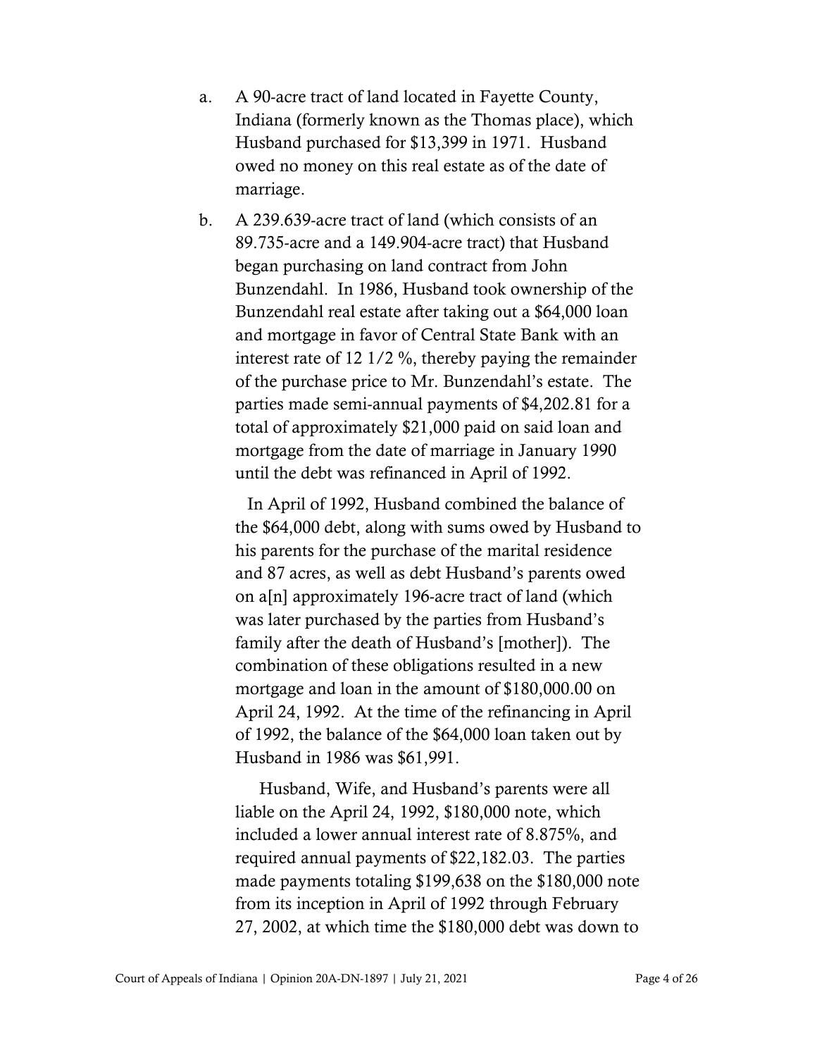a. A 90-acre tract of land located in Fayette County, Indiana (formerly known as the Thomas place), which Husband purchased for $13,399 in 1971. Husband owed no money on this real estate as of the date of marriage.

b. A 239.639-acre tract of land (which consists of an 89.735-acre and a 149.904-acre tract) that Husband began purchasing on land contract from John Bunzendahl. In 1986, Husband took ownership of the Bunzendahl real estate after taking out a $64,000 loan and mortgage in favor of Central State Bank with an interest rate of 12 1/2 %, thereby paying the remainder of the purchase price to Mr. Bunzendahl's estate. The parties made semi-annual payments of $4,202.81 for a total of approximately $21,000 paid on said loan and mortgage from the date of marriage in January 1990 until the debt was refinanced in April of 1992.

   In April of 1992, Husband combined the balance of the $64,000 debt, along with sums owed by Husband to his parents for the purchase of the marital residence and 87 acres, as well as debt Husband's parents owed on a[n] approximately 196-acre tract of land (which was later purchased by the parties from Husband's family after the death of Husband's [mother]). The combination of these obligations resulted in a new mortgage and loan in the amount of $180,000.00 on April 24, 1992. At the time of the refinancing in April of 1992, the balance of the $64,000 loan taken out by Husband in 1986 was $61,991.

   Husband, Wife, and Husband's parents were all liable on the April 24, 1992, $180,000 note, which included a lower annual interest rate of 8.875%, and required annual payments of $22,182.03. The parties made payments totaling $199,638 on the $180,000 note from its inception in April of 1992 through February 27, 2002, at which time the $180,000 debt was down to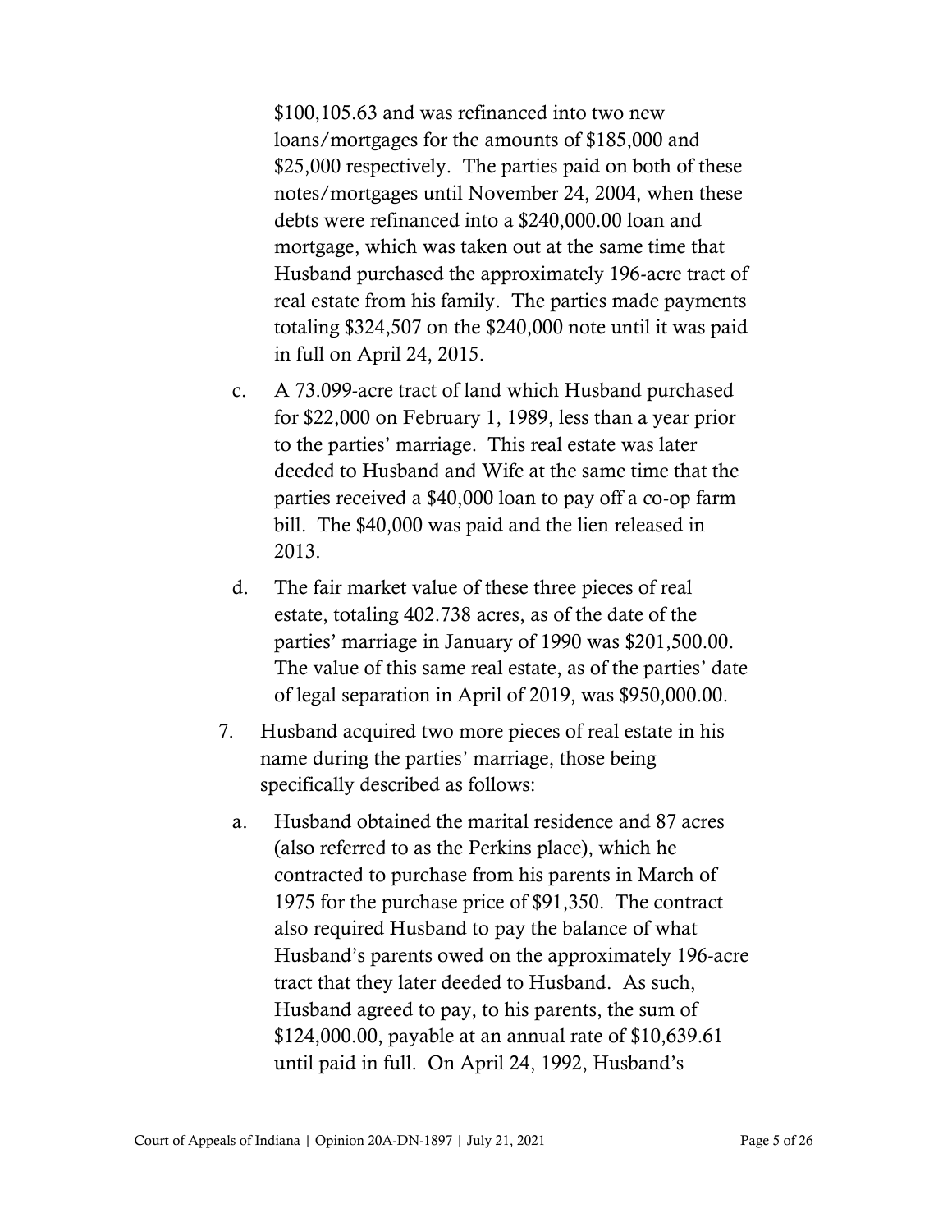$100,105.63 and was refinanced into two new loans/mortgages for the amounts of $185,000 and $25,000 respectively. The parties paid on both of these notes/mortgages until November 24, 2004, when these debts were refinanced into a $240,000.00 loan and mortgage, which was taken out at the same time that Husband purchased the approximately 196-acre tract of real estate from his family. The parties made payments totaling $324,507 on the $240,000 note until it was paid in full on April 24, 2015.

c. A 73.099-acre tract of land which Husband purchased for $22,000 on February 1, 1989, less than a year prior to the parties' marriage. This real estate was later deeded to Husband and Wife at the same time that the parties received a $40,000 loan to pay off a co-op farm bill. The $40,000 was paid and the lien released in 2013.

d. The fair market value of these three pieces of real estate, totaling 402.738 acres, as of the date of the parties' marriage in January of 1990 was $201,500.00. The value of this same real estate, as of the parties' date of legal separation in April of 2019, was $950,000.00.

7. Husband acquired two more pieces of real estate in his name during the parties' marriage, those being specifically described as follows:

   a. Husband obtained the marital residence and 87 acres (also referred to as the Perkins place), which he contracted to purchase from his parents in March of 1975 for the purchase price of $91,350. The contract also required Husband to pay the balance of what Husband's parents owed on the approximately 196-acre tract that they later deeded to Husband. As such, Husband agreed to pay, to his parents, the sum of $124,000.00, payable at an annual rate of $10,639.61 until paid in full. On April 24, 1992, Husband's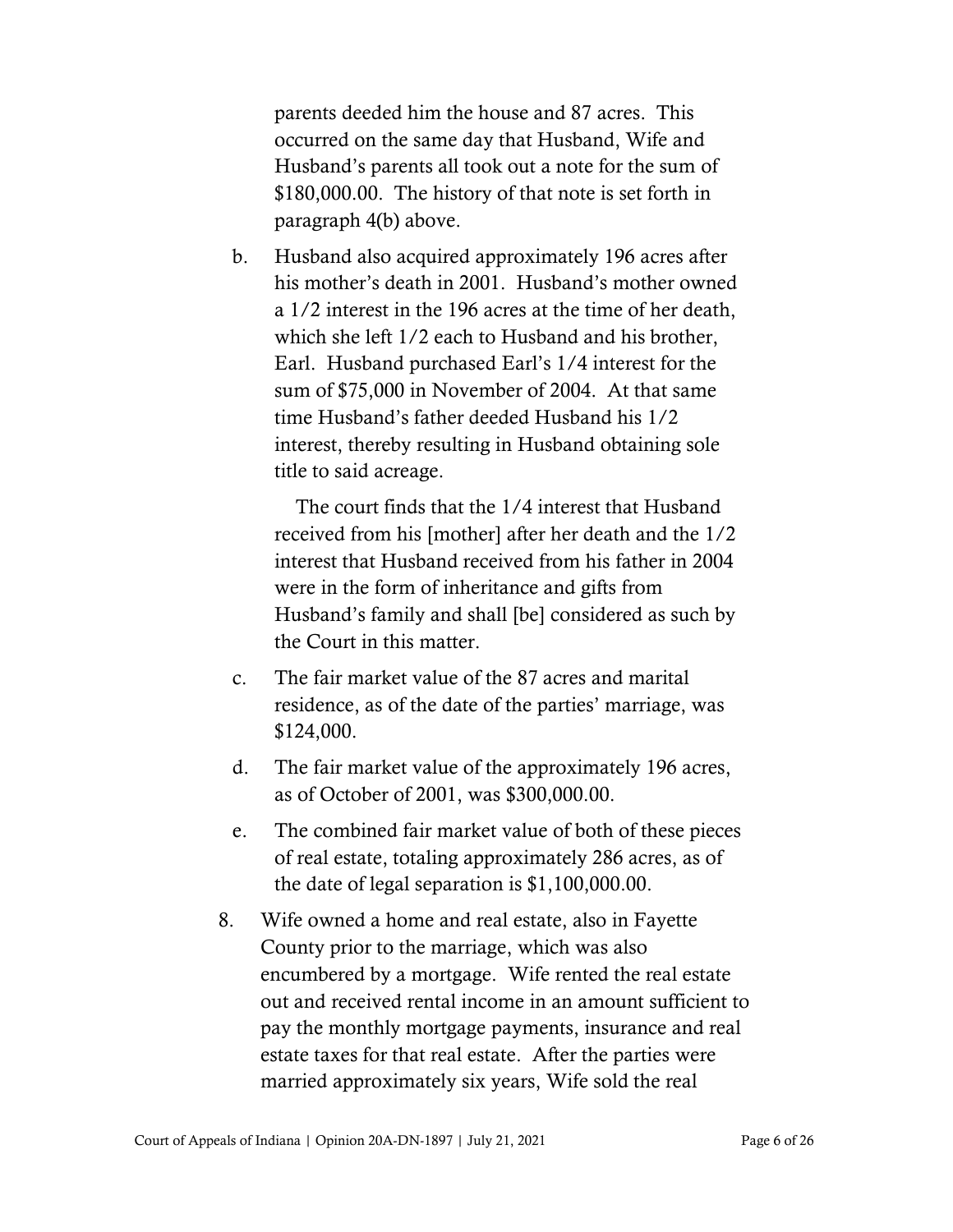parents deeded him the house and 87 acres. This occurred on the same day that Husband, Wife and Husband's parents all took out a note for the sum of $180,000.00. The history of that note is set forth in paragraph 4(b) above.

b. Husband also acquired approximately 196 acres after his mother's death in 2001. Husband's mother owned a 1/2 interest in the 196 acres at the time of her death, which she left 1/2 each to Husband and his brother, Earl. Husband purchased Earl's 1/4 interest for the sum of $75,000 in November of 2004. At that same time Husband's father deeded Husband his 1/2 interest, thereby resulting in Husband obtaining sole title to said acreage.

   The court finds that the 1/4 interest that Husband received from his [mother] after her death and the 1/2 interest that Husband received from his father in 2004 were in the form of inheritance and gifts from Husband's family and shall [be] considered as such by the Court in this matter.

c. The fair market value of the 87 acres and marital residence, as of the date of the parties' marriage, was $124,000.

d. The fair market value of the approximately 196 acres, as of October of 2001, was $300,000.00.

e. The combined fair market value of both of these pieces of real estate, totaling approximately 286 acres, as of the date of legal separation is $1,100,000.00.

8. Wife owned a home and real estate, also in Fayette County prior to the marriage, which was also encumbered by a mortgage. Wife rented the real estate out and received rental income in an amount sufficient to pay the monthly mortgage payments, insurance and real estate taxes for that real estate. After the parties were married approximately six years, Wife sold the real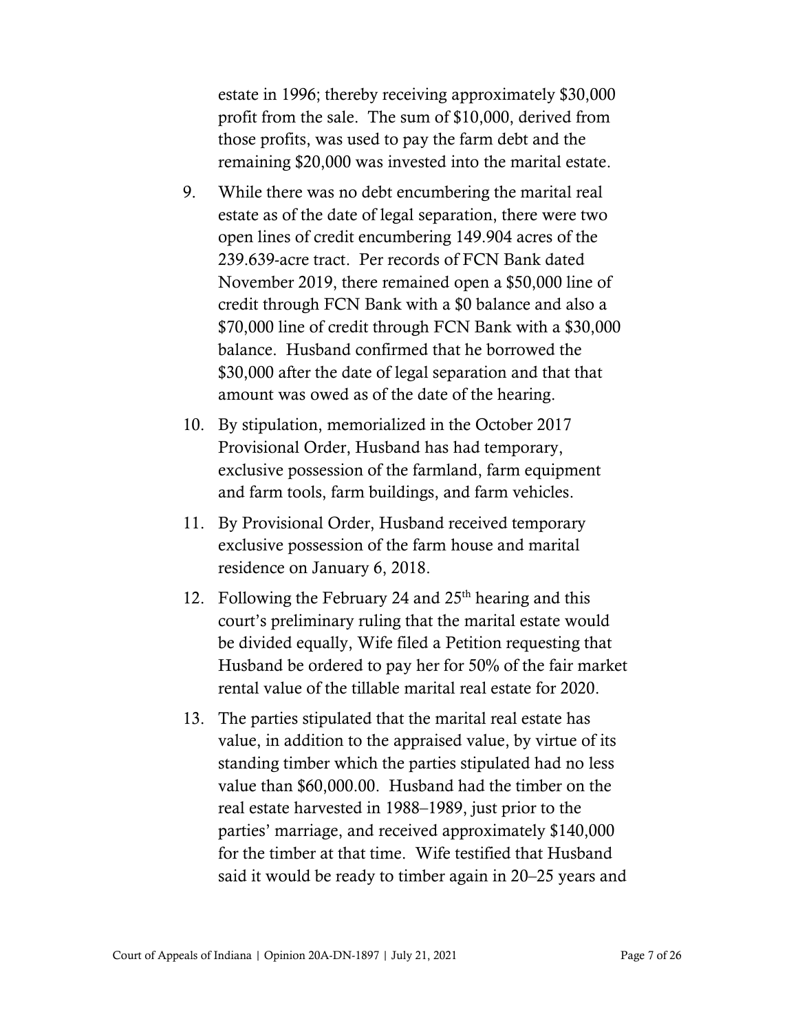estate in 1996; thereby receiving approximately $30,000 profit from the sale. The sum of $10,000, derived from those profits, was used to pay the farm debt and the remaining $20,000 was invested into the marital estate.

9. While there was no debt encumbering the marital real estate as of the date of legal separation, there were two open lines of credit encumbering 149.904 acres of the 239.639-acre tract. Per records of FCN Bank dated November 2019, there remained open a $50,000 line of credit through FCN Bank with a $0 balance and also a $70,000 line of credit through FCN Bank with a $30,000 balance. Husband confirmed that he borrowed the $30,000 after the date of legal separation and that that amount was owed as of the date of the hearing.

10. By stipulation, memorialized in the October 2017 Provisional Order, Husband has had temporary, exclusive possession of the farmland, farm equipment and farm tools, farm buildings, and farm vehicles.

11. By Provisional Order, Husband received temporary exclusive possession of the farm house and marital residence on January 6, 2018.

12. Following the February 24 and 25th hearing and this court's preliminary ruling that the marital estate would be divided equally, Wife filed a Petition requesting that Husband be ordered to pay her for 50% of the fair market rental value of the tillable marital real estate for 2020.

13. The parties stipulated that the marital real estate has value, in addition to the appraised value, by virtue of its standing timber which the parties stipulated had no less value than $60,000.00. Husband had the timber on the real estate harvested in 1988–1989, just prior to the parties' marriage, and received approximately $140,000 for the timber at that time. Wife testified that Husband said it would be ready to timber again in 20–25 years and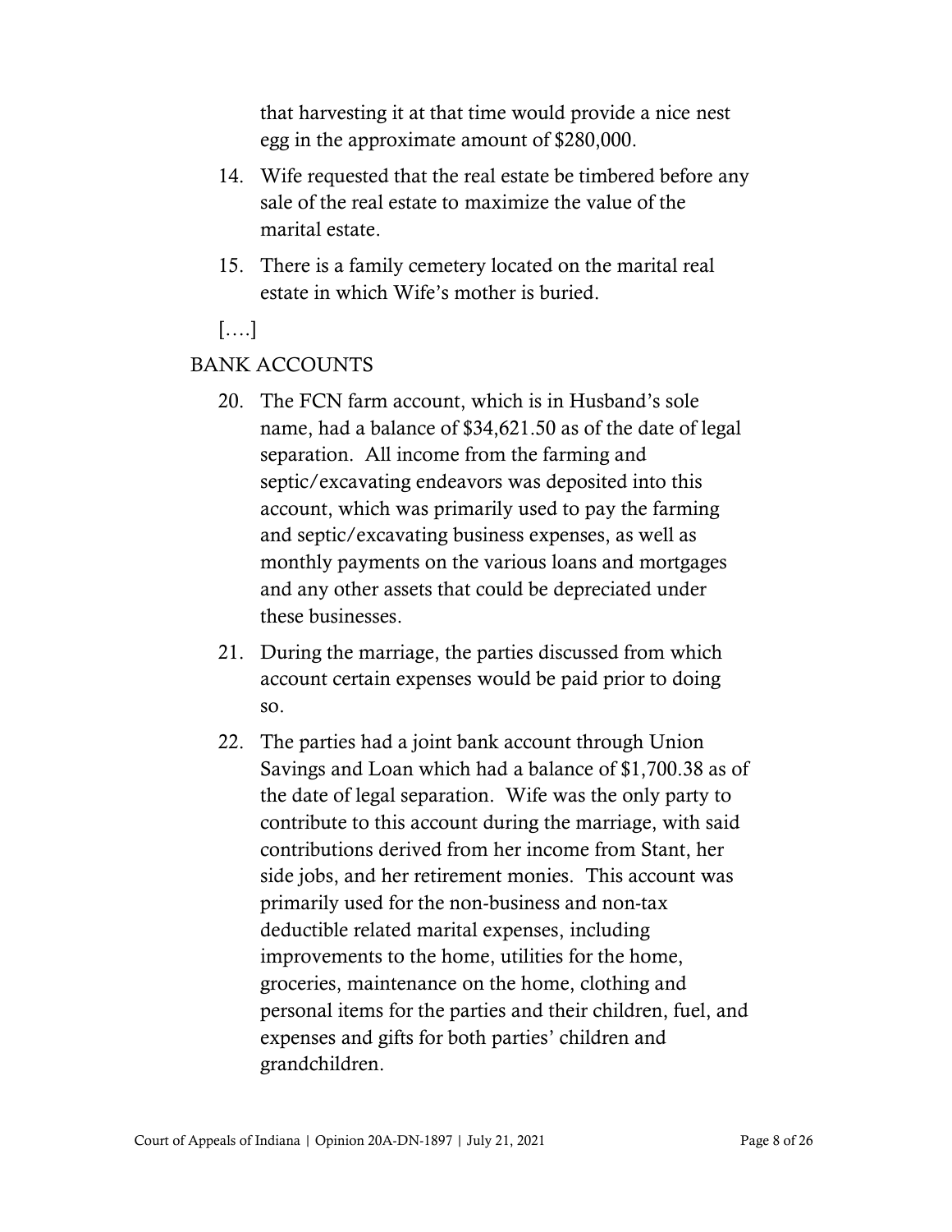that harvesting it at that time would provide a nice nest egg in the approximate amount of $280,000.

14. Wife requested that the real estate be timbered before any sale of the real estate to maximize the value of the marital estate.

15. There is a family cemetery located on the marital real estate in which Wife's mother is buried.

[….]

BANK ACCOUNTS

20. The FCN farm account, which is in Husband's sole name, had a balance of $34,621.50 as of the date of legal separation. All income from the farming and septic/excavating endeavors was deposited into this account, which was primarily used to pay the farming and septic/excavating business expenses, as well as monthly payments on the various loans and mortgages and any other assets that could be depreciated under these businesses.

21. During the marriage, the parties discussed from which account certain expenses would be paid prior to doing so.

22. The parties had a joint bank account through Union Savings and Loan which had a balance of $1,700.38 as of the date of legal separation. Wife was the only party to contribute to this account during the marriage, with said contributions derived from her income from Stant, her side jobs, and her retirement monies. This account was primarily used for the non-business and non-tax deductible related marital expenses, including improvements to the home, utilities for the home, groceries, maintenance on the home, clothing and personal items for the parties and their children, fuel, and expenses and gifts for both parties' children and grandchildren.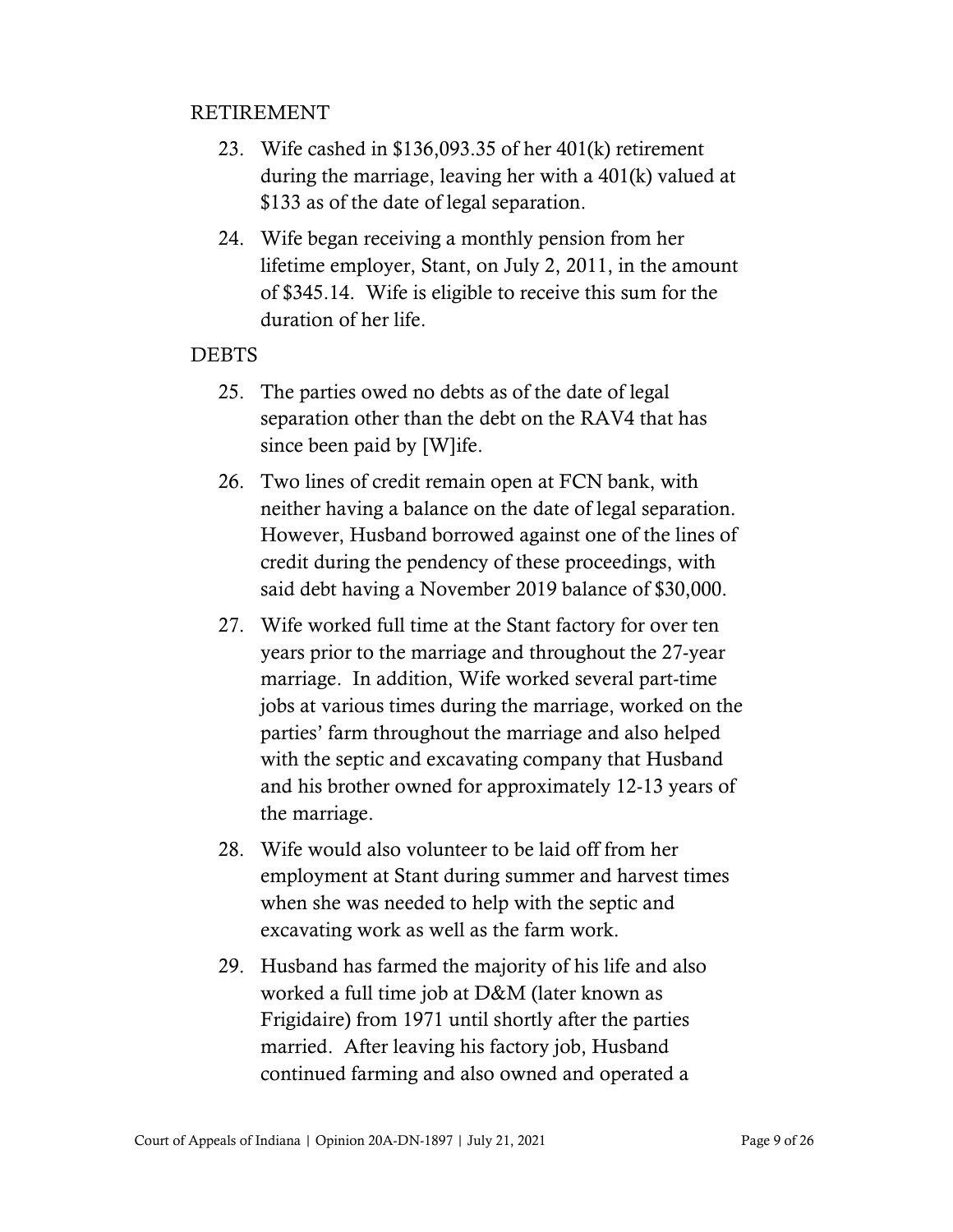RETIREMENT

23. Wife cashed in $136,093.35 of her 401(k) retirement during the marriage, leaving her with a 401(k) valued at $133 as of the date of legal separation.

24. Wife began receiving a monthly pension from her lifetime employer, Stant, on July 2, 2011, in the amount of $345.14. Wife is eligible to receive this sum for the duration of her life.

DEBTS

25. The parties owed no debts as of the date of legal separation other than the debt on the RAV4 that has since been paid by [W]ife.

26. Two lines of credit remain open at FCN bank, with neither having a balance on the date of legal separation. However, Husband borrowed against one of the lines of credit during the pendency of these proceedings, with said debt having a November 2019 balance of $30,000.

27. Wife worked full time at the Stant factory for over ten years prior to the marriage and throughout the 27-year marriage. In addition, Wife worked several part-time jobs at various times during the marriage, worked on the parties' farm throughout the marriage and also helped with the septic and excavating company that Husband and his brother owned for approximately 12-13 years of the marriage.

28. Wife would also volunteer to be laid off from her employment at Stant during summer and harvest times when she was needed to help with the septic and excavating work as well as the farm work.

29. Husband has farmed the majority of his life and also worked a full time job at D&M (later known as Frigidaire) from 1971 until shortly after the parties married. After leaving his factory job, Husband continued farming and also owned and operated a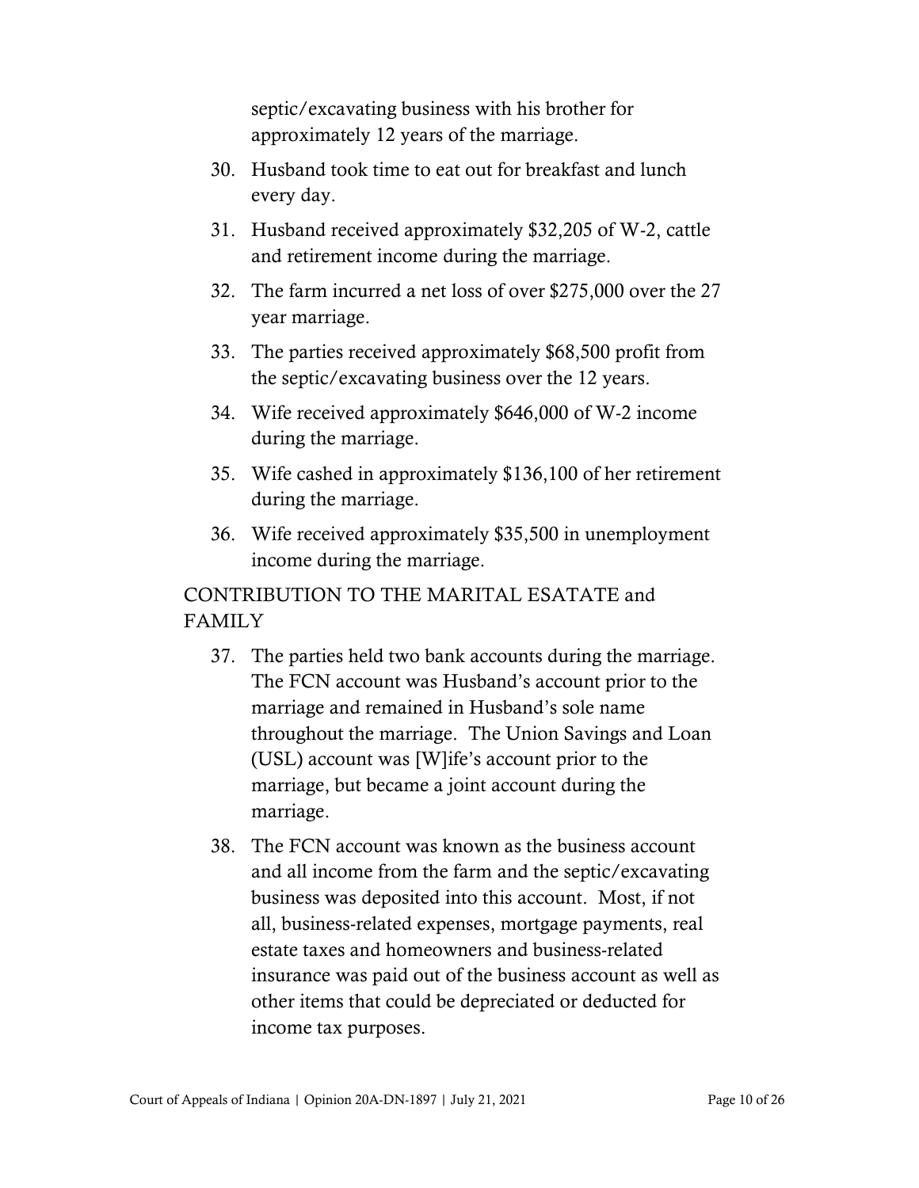septic/excavating business with his brother for approximately 12 years of the marriage.

30. Husband took time to eat out for breakfast and lunch every day.

31. Husband received approximately $32,205 of W-2, cattle and retirement income during the marriage.

32. The farm incurred a net loss of over $275,000 over the 27 year marriage.

33. The parties received approximately $68,500 profit from the septic/excavating business over the 12 years.

34. Wife received approximately $646,000 of W-2 income during the marriage.

35. Wife cashed in approximately $136,100 of her retirement during the marriage.

36. Wife received approximately $35,500 in unemployment income during the marriage.

CONTRIBUTION TO THE MARITAL ESATATE and FAMILY

37. The parties held two bank accounts during the marriage. The FCN account was Husband's account prior to the marriage and remained in Husband's sole name throughout the marriage. The Union Savings and Loan (USL) account was [W]ife's account prior to the marriage, but became a joint account during the marriage.

38. The FCN account was known as the business account and all income from the farm and the septic/excavating business was deposited into this account. Most, if not all, business-related expenses, mortgage payments, real estate taxes and homeowners and business-related insurance was paid out of the business account as well as other items that could be depreciated or deducted for income tax purposes.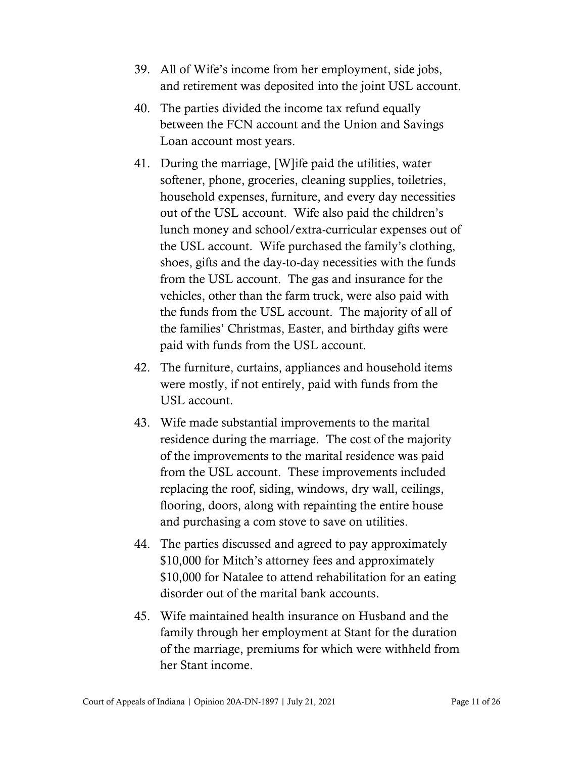39. All of Wife's income from her employment, side jobs, and retirement was deposited into the joint USL account.

40. The parties divided the income tax refund equally between the FCN account and the Union and Savings Loan account most years.

41. During the marriage, [W]ife paid the utilities, water softener, phone, groceries, cleaning supplies, toiletries, household expenses, furniture, and every day necessities out of the USL account. Wife also paid the children's lunch money and school/extra-curricular expenses out of the USL account. Wife purchased the family's clothing, shoes, gifts and the day-to-day necessities with the funds from the USL account. The gas and insurance for the vehicles, other than the farm truck, were also paid with the funds from the USL account. The majority of all of the families' Christmas, Easter, and birthday gifts were paid with funds from the USL account.

42. The furniture, curtains, appliances and household items were mostly, if not entirely, paid with funds from the USL account.

43. Wife made substantial improvements to the marital residence during the marriage. The cost of the majority of the improvements to the marital residence was paid from the USL account. These improvements included replacing the roof, siding, windows, dry wall, ceilings, flooring, doors, along with repainting the entire house and purchasing a com stove to save on utilities.

44. The parties discussed and agreed to pay approximately $10,000 for Mitch's attorney fees and approximately $10,000 for Natalee to attend rehabilitation for an eating disorder out of the marital bank accounts.

45. Wife maintained health insurance on Husband and the family through her employment at Stant for the duration of the marriage, premiums for which were withheld from her Stant income.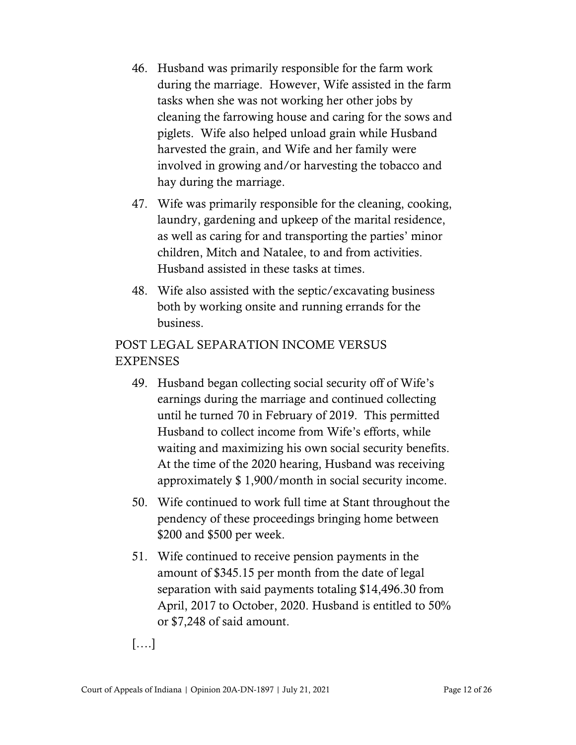46. Husband was primarily responsible for the farm work during the marriage. However, Wife assisted in the farm tasks when she was not working her other jobs by cleaning the farrowing house and caring for the sows and piglets. Wife also helped unload grain while Husband harvested the grain, and Wife and her family were involved in growing and/or harvesting the tobacco and hay during the marriage.

47. Wife was primarily responsible for the cleaning, cooking, laundry, gardening and upkeep of the marital residence, as well as caring for and transporting the parties' minor children, Mitch and Natalee, to and from activities. Husband assisted in these tasks at times.

48. Wife also assisted with the septic/excavating business both by working onsite and running errands for the business.

POST LEGAL SEPARATION INCOME VERSUS EXPENSES

49. Husband began collecting social security off of Wife's earnings during the marriage and continued collecting until he turned 70 in February of 2019. This permitted Husband to collect income from Wife's efforts, while waiting and maximizing his own social security benefits. At the time of the 2020 hearing, Husband was receiving approximately $ 1,900/month in social security income.

50. Wife continued to work full time at Stant throughout the pendency of these proceedings bringing home between $200 and $500 per week.

51. Wife continued to receive pension payments in the amount of $345.15 per month from the date of legal separation with said payments totaling $14,496.30 from April, 2017 to October, 2020. Husband is entitled to 50% or $7,248 of said amount.

[….]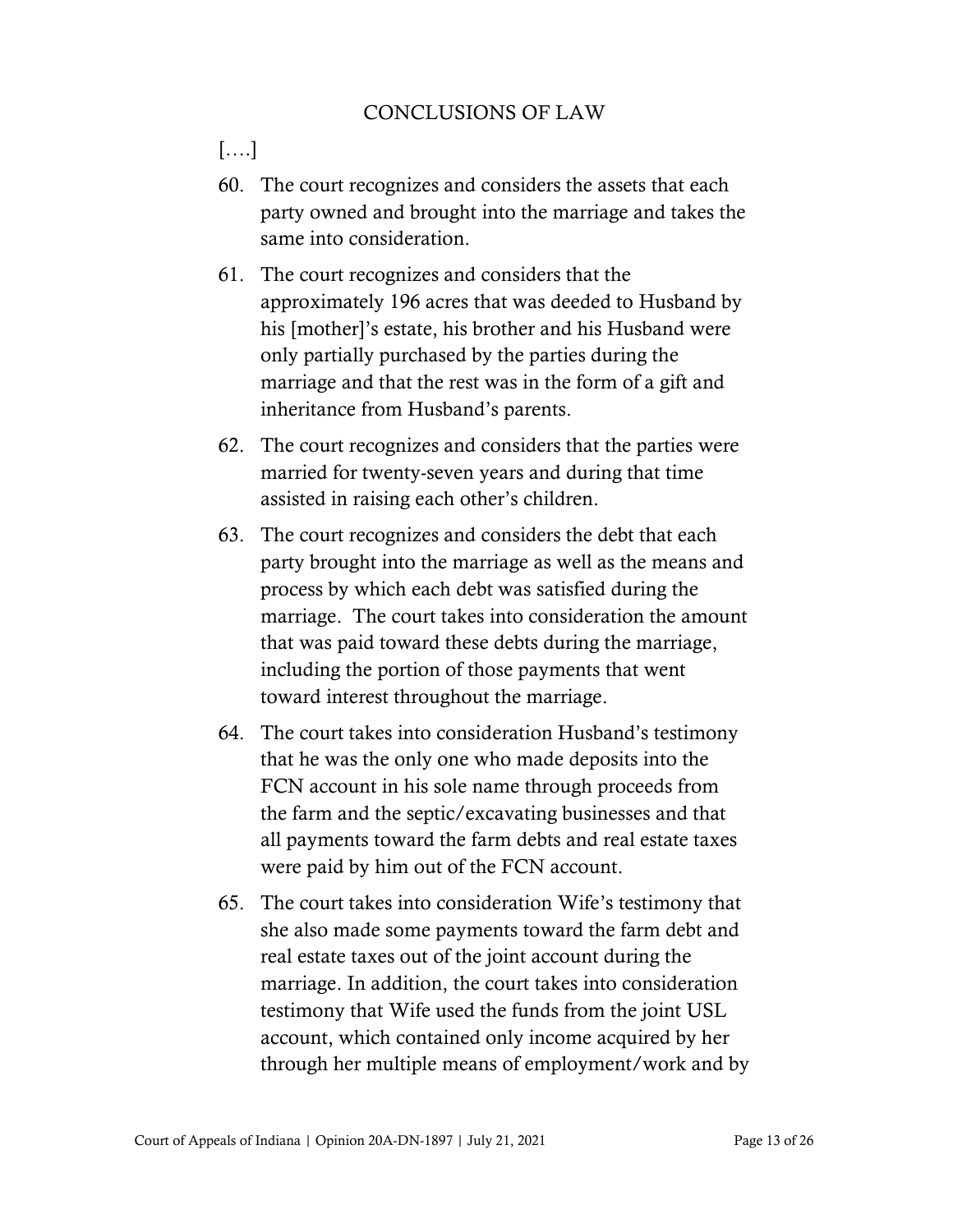CONCLUSIONS OF LAW

[….]

60. The court recognizes and considers the assets that each party owned and brought into the marriage and takes the same into consideration.

61. The court recognizes and considers that the approximately 196 acres that was deeded to Husband by his [mother]'s estate, his brother and his Husband were only partially purchased by the parties during the marriage and that the rest was in the form of a gift and inheritance from Husband's parents.

62. The court recognizes and considers that the parties were married for twenty-seven years and during that time assisted in raising each other's children.

63. The court recognizes and considers the debt that each party brought into the marriage as well as the means and process by which each debt was satisfied during the marriage. The court takes into consideration the amount that was paid toward these debts during the marriage, including the portion of those payments that went toward interest throughout the marriage.

64. The court takes into consideration Husband's testimony that he was the only one who made deposits into the FCN account in his sole name through proceeds from the farm and the septic/excavating businesses and that all payments toward the farm debts and real estate taxes were paid by him out of the FCN account.

65. The court takes into consideration Wife's testimony that she also made some payments toward the farm debt and real estate taxes out of the joint account during the marriage. In addition, the court takes into consideration testimony that Wife used the funds from the joint USL account, which contained only income acquired by her through her multiple means of employment/work and by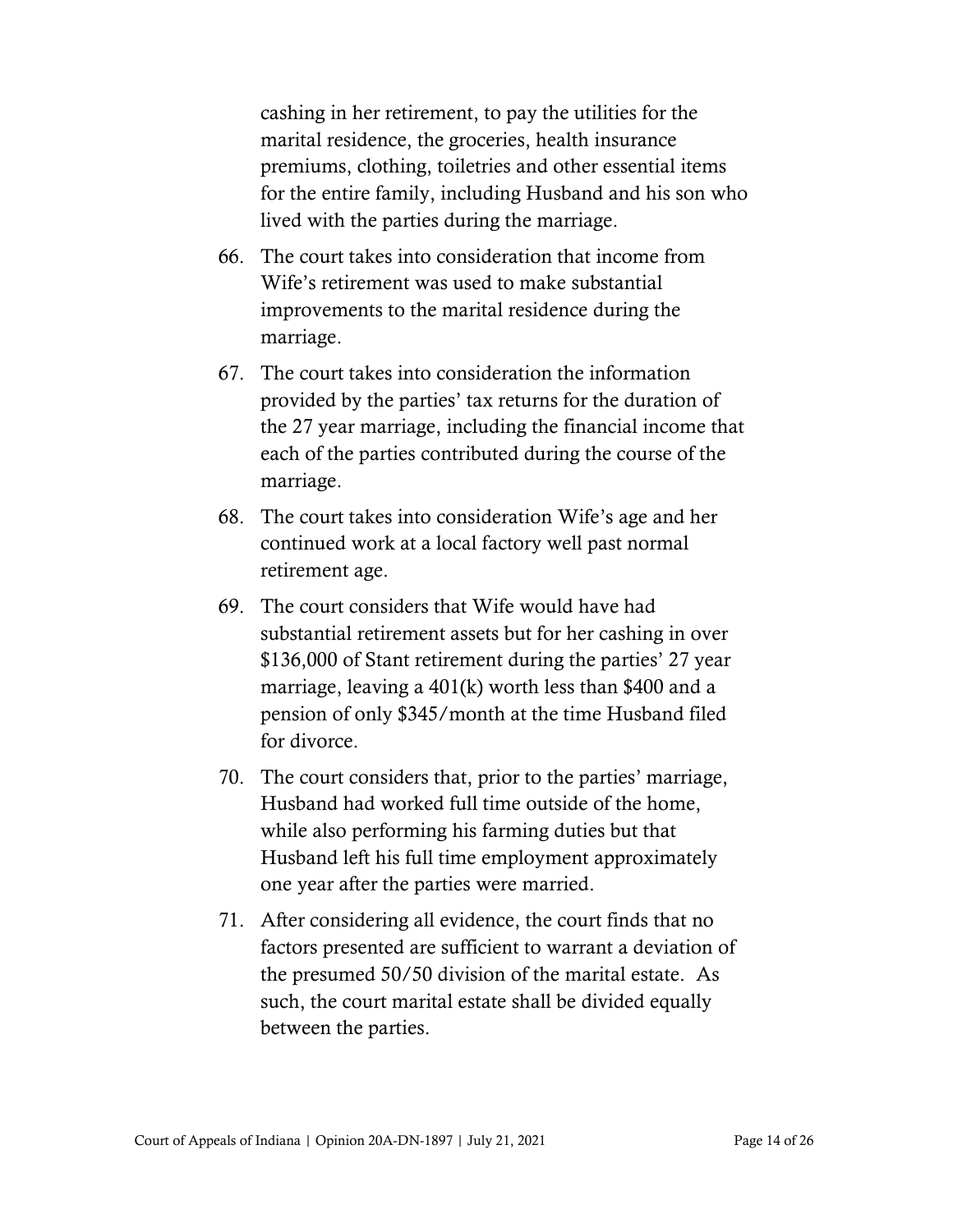cashing in her retirement, to pay the utilities for the marital residence, the groceries, health insurance premiums, clothing, toiletries and other essential items for the entire family, including Husband and his son who lived with the parties during the marriage.

66. The court takes into consideration that income from Wife's retirement was used to make substantial improvements to the marital residence during the marriage.

67. The court takes into consideration the information provided by the parties' tax returns for the duration of the 27 year marriage, including the financial income that each of the parties contributed during the course of the marriage.

68. The court takes into consideration Wife's age and her continued work at a local factory well past normal retirement age.

69. The court considers that Wife would have had substantial retirement assets but for her cashing in over $136,000 of Stant retirement during the parties' 27 year marriage, leaving a 401(k) worth less than $400 and a pension of only $345/month at the time Husband filed for divorce.

70. The court considers that, prior to the parties' marriage, Husband had worked full time outside of the home, while also performing his farming duties but that Husband left his full time employment approximately one year after the parties were married.

71. After considering all evidence, the court finds that no factors presented are sufficient to warrant a deviation of the presumed 50/50 division of the marital estate. As such, the court marital estate shall be divided equally between the parties.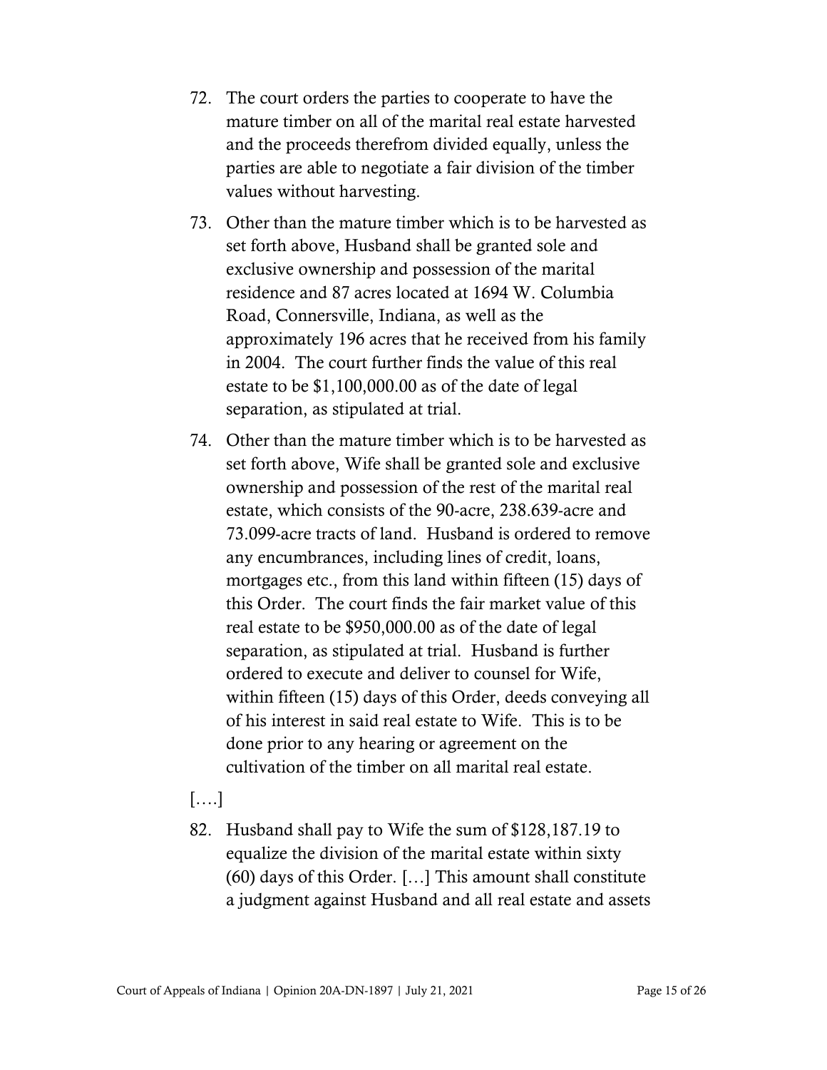72. The court orders the parties to cooperate to have the mature timber on all of the marital real estate harvested and the proceeds therefrom divided equally, unless the parties are able to negotiate a fair division of the timber values without harvesting.

73. Other than the mature timber which is to be harvested as set forth above, Husband shall be granted sole and exclusive ownership and possession of the marital residence and 87 acres located at 1694 W. Columbia Road, Connersville, Indiana, as well as the approximately 196 acres that he received from his family in 2004. The court further finds the value of this real estate to be $1,100,000.00 as of the date of legal separation, as stipulated at trial.

74. Other than the mature timber which is to be harvested as set forth above, Wife shall be granted sole and exclusive ownership and possession of the rest of the marital real estate, which consists of the 90-acre, 238.639-acre and 73.099-acre tracts of land. Husband is ordered to remove any encumbrances, including lines of credit, loans, mortgages etc., from this land within fifteen (15) days of this Order. The court finds the fair market value of this real estate to be $950,000.00 as of the date of legal separation, as stipulated at trial. Husband is further ordered to execute and deliver to counsel for Wife, within fifteen (15) days of this Order, deeds conveying all of his interest in said real estate to Wife. This is to be done prior to any hearing or agreement on the cultivation of the timber on all marital real estate.

[….]

82. Husband shall pay to Wife the sum of $128,187.19 to equalize the division of the marital estate within sixty (60) days of this Order. […] This amount shall constitute a judgment against Husband and all real estate and assets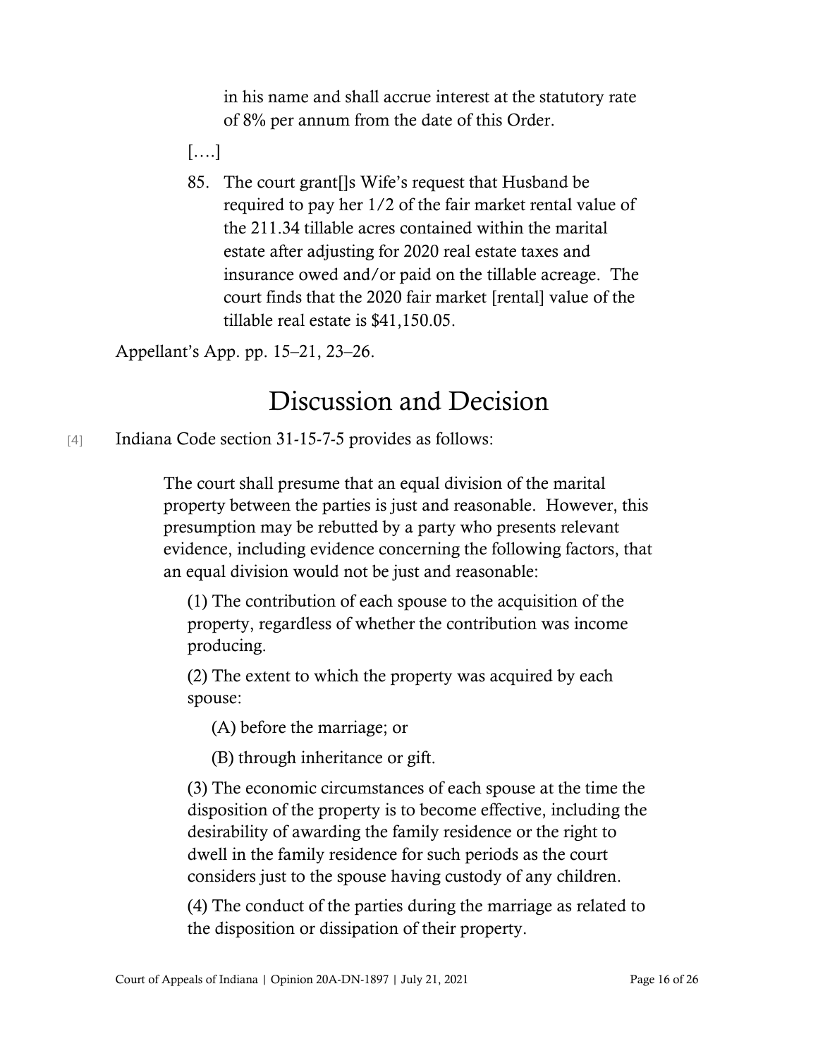in his name and shall accrue interest at the statutory rate of 8% per annum from the date of this Order.

[….]

85. The court grant[]s Wife's request that Husband be required to pay her 1/2 of the fair market rental value of the 211.34 tillable acres contained within the marital estate after adjusting for 2020 real estate taxes and insurance owed and/or paid on the tillable acreage. The court finds that the 2020 fair market [rental] value of the tillable real estate is $41,150.05.

Appellant's App. pp. 15–21, 23–26.

# Discussion and Decision

[4] Indiana Code section 31-15-7-5 provides as follows:

> The court shall presume that an equal division of the marital property between the parties is just and reasonable. However, this presumption may be rebutted by a party who presents relevant evidence, including evidence concerning the following factors, that an equal division would not be just and reasonable:
>
> (1) The contribution of each spouse to the acquisition of the property, regardless of whether the contribution was income producing.
>
> (2) The extent to which the property was acquired by each spouse:
>
> (A) before the marriage; or
>
> (B) through inheritance or gift.
>
> (3) The economic circumstances of each spouse at the time the disposition of the property is to become effective, including the desirability of awarding the family residence or the right to dwell in the family residence for such periods as the court considers just to the spouse having custody of any children.
>
> (4) The conduct of the parties during the marriage as related to the disposition or dissipation of their property.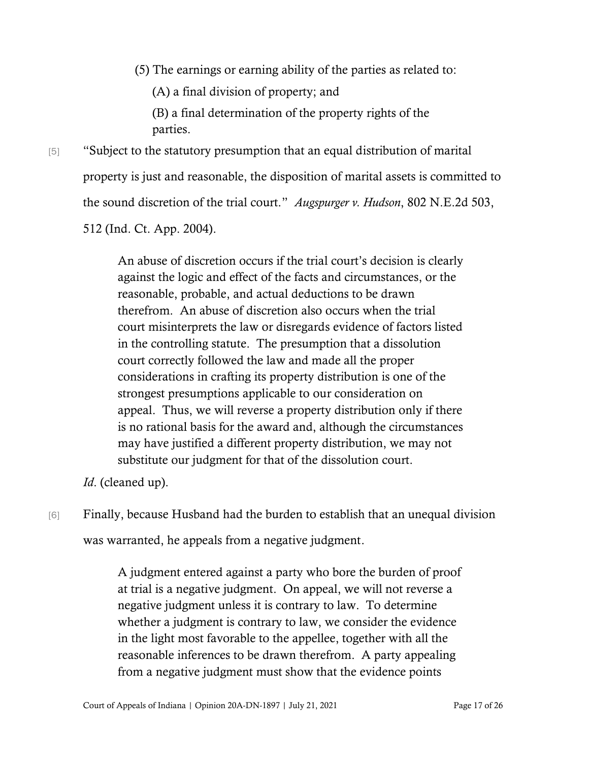(5) The earnings or earning ability of the parties as related to:

(A) a final division of property; and

(B) a final determination of the property rights of the parties.

[5] "Subject to the statutory presumption that an equal distribution of marital property is just and reasonable, the disposition of marital assets is committed to the sound discretion of the trial court." *Augspurger v. Hudson*, 802 N.E.2d 503, 512 (Ind. Ct. App. 2004).

> An abuse of discretion occurs if the trial court's decision is clearly against the logic and effect of the facts and circumstances, or the reasonable, probable, and actual deductions to be drawn therefrom. An abuse of discretion also occurs when the trial court misinterprets the law or disregards evidence of factors listed in the controlling statute. The presumption that a dissolution court correctly followed the law and made all the proper considerations in crafting its property distribution is one of the strongest presumptions applicable to our consideration on appeal. Thus, we will reverse a property distribution only if there is no rational basis for the award and, although the circumstances may have justified a different property distribution, we may not substitute our judgment for that of the dissolution court.

*Id*. (cleaned up).

[6] Finally, because Husband had the burden to establish that an unequal division was warranted, he appeals from a negative judgment.

> A judgment entered against a party who bore the burden of proof at trial is a negative judgment. On appeal, we will not reverse a negative judgment unless it is contrary to law. To determine whether a judgment is contrary to law, we consider the evidence in the light most favorable to the appellee, together with all the reasonable inferences to be drawn therefrom. A party appealing from a negative judgment must show that the evidence points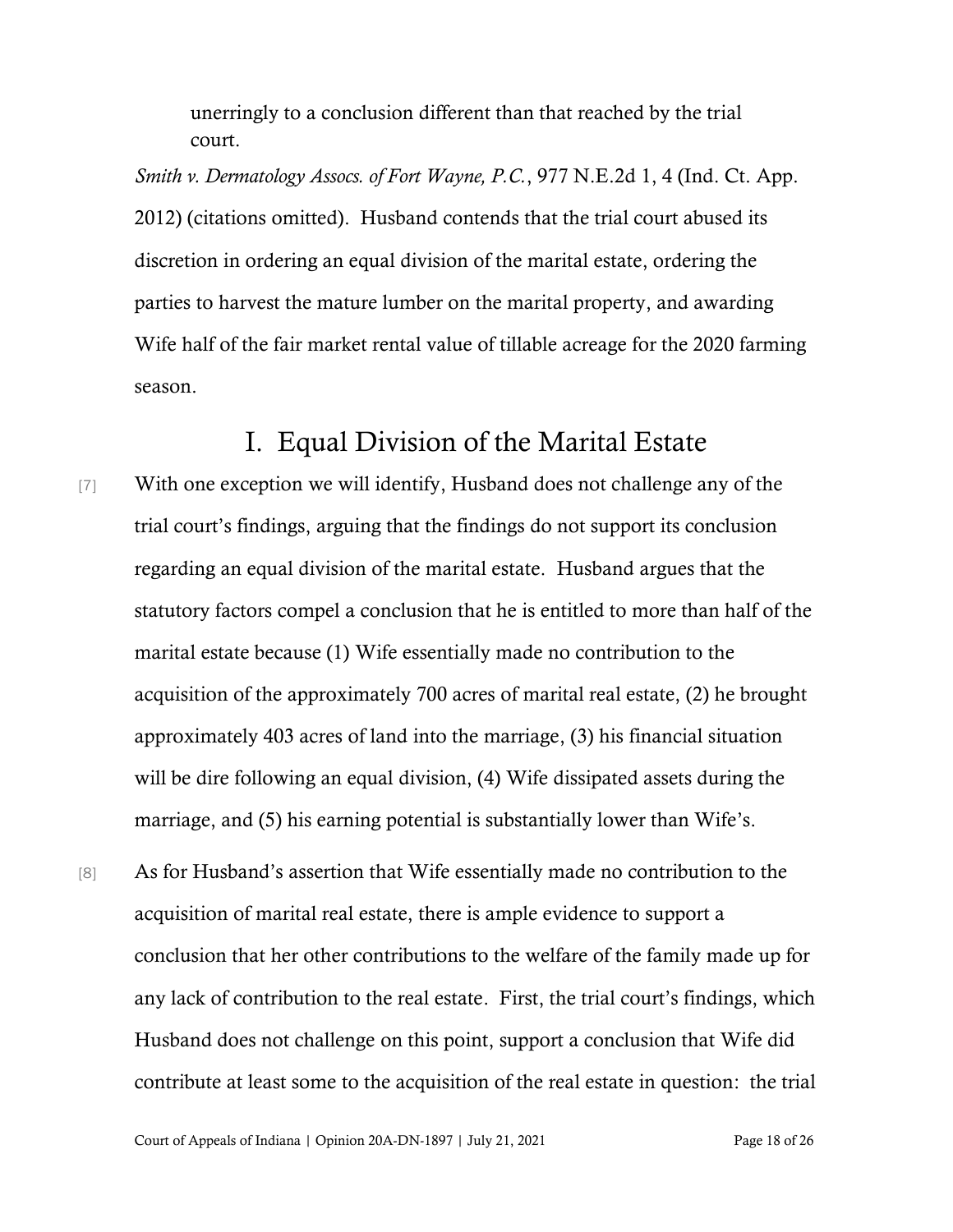> unerringly to a conclusion different than that reached by the trial court.

*Smith v. Dermatology Assocs. of Fort Wayne, P.C.*, 977 N.E.2d 1, 4 (Ind. Ct. App. 2012) (citations omitted). Husband contends that the trial court abused its discretion in ordering an equal division of the marital estate, ordering the parties to harvest the mature lumber on the marital property, and awarding Wife half of the fair market rental value of tillable acreage for the 2020 farming season.

## I. Equal Division of the Marital Estate

[7] With one exception we will identify, Husband does not challenge any of the trial court's findings, arguing that the findings do not support its conclusion regarding an equal division of the marital estate. Husband argues that the statutory factors compel a conclusion that he is entitled to more than half of the marital estate because (1) Wife essentially made no contribution to the acquisition of the approximately 700 acres of marital real estate, (2) he brought approximately 403 acres of land into the marriage, (3) his financial situation will be dire following an equal division, (4) Wife dissipated assets during the marriage, and (5) his earning potential is substantially lower than Wife's.

[8] As for Husband's assertion that Wife essentially made no contribution to the acquisition of marital real estate, there is ample evidence to support a conclusion that her other contributions to the welfare of the family made up for any lack of contribution to the real estate. First, the trial court's findings, which Husband does not challenge on this point, support a conclusion that Wife did contribute at least some to the acquisition of the real estate in question: the trial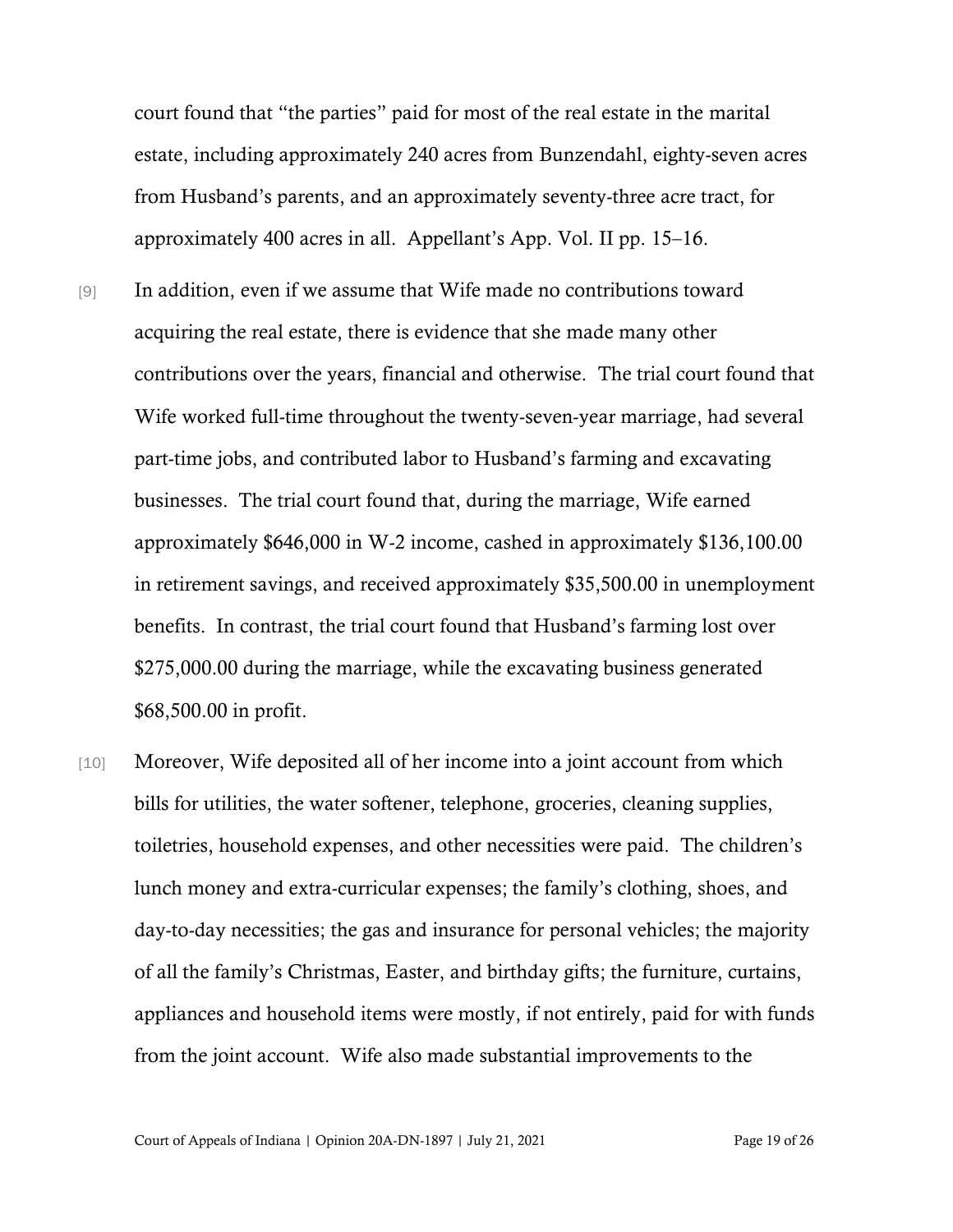court found that "the parties" paid for most of the real estate in the marital estate, including approximately 240 acres from Bunzendahl, eighty-seven acres from Husband's parents, and an approximately seventy-three acre tract, for approximately 400 acres in all. Appellant's App. Vol. II pp. 15–16.

[9] In addition, even if we assume that Wife made no contributions toward acquiring the real estate, there is evidence that she made many other contributions over the years, financial and otherwise. The trial court found that Wife worked full-time throughout the twenty-seven-year marriage, had several part-time jobs, and contributed labor to Husband's farming and excavating businesses. The trial court found that, during the marriage, Wife earned approximately $646,000 in W-2 income, cashed in approximately $136,100.00 in retirement savings, and received approximately $35,500.00 in unemployment benefits. In contrast, the trial court found that Husband's farming lost over $275,000.00 during the marriage, while the excavating business generated $68,500.00 in profit.

[10] Moreover, Wife deposited all of her income into a joint account from which bills for utilities, the water softener, telephone, groceries, cleaning supplies, toiletries, household expenses, and other necessities were paid. The children's lunch money and extra-curricular expenses; the family's clothing, shoes, and day-to-day necessities; the gas and insurance for personal vehicles; the majority of all the family's Christmas, Easter, and birthday gifts; the furniture, curtains, appliances and household items were mostly, if not entirely, paid for with funds from the joint account. Wife also made substantial improvements to the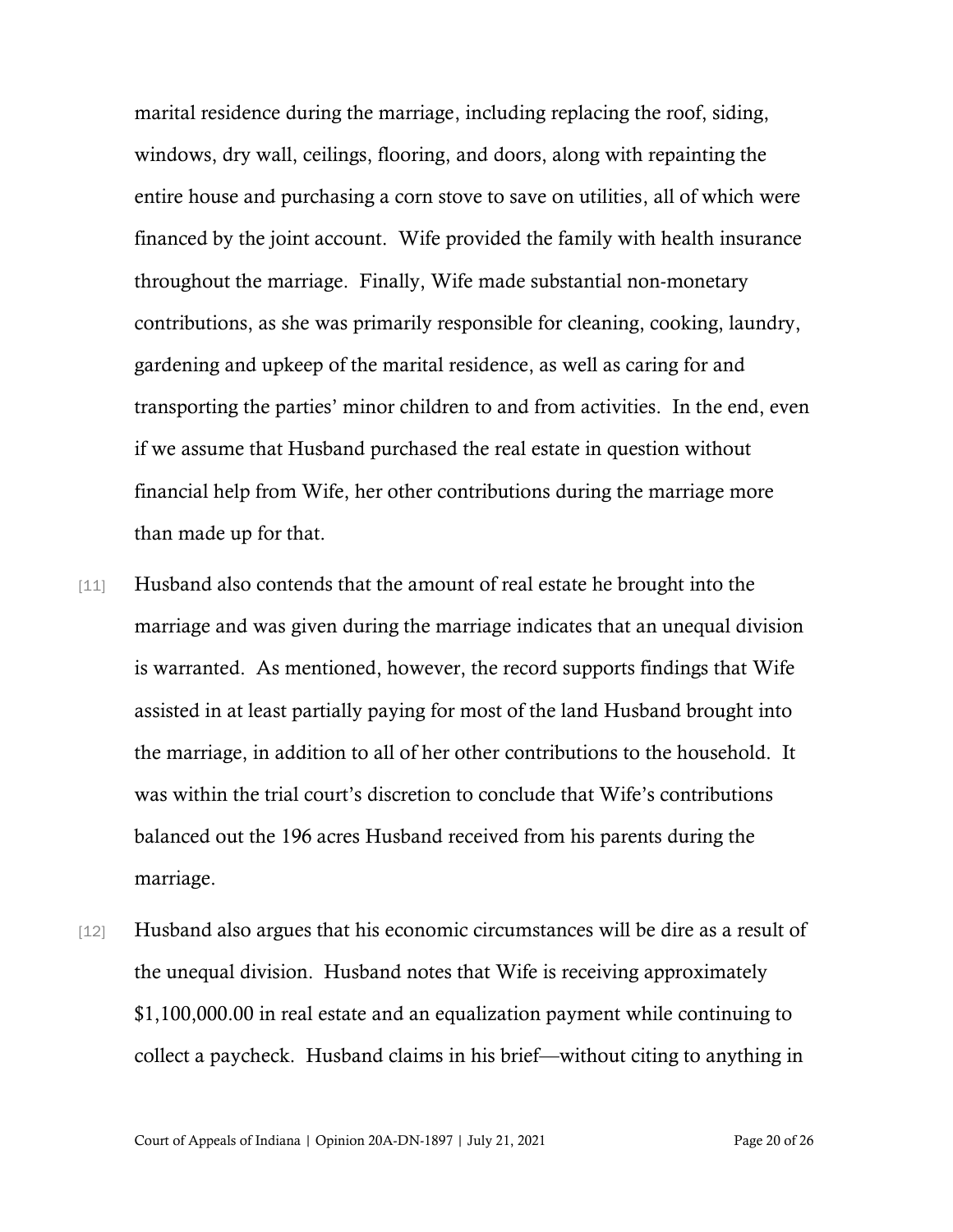marital residence during the marriage, including replacing the roof, siding, windows, dry wall, ceilings, flooring, and doors, along with repainting the entire house and purchasing a corn stove to save on utilities, all of which were financed by the joint account. Wife provided the family with health insurance throughout the marriage. Finally, Wife made substantial non-monetary contributions, as she was primarily responsible for cleaning, cooking, laundry, gardening and upkeep of the marital residence, as well as caring for and transporting the parties' minor children to and from activities. In the end, even if we assume that Husband purchased the real estate in question without financial help from Wife, her other contributions during the marriage more than made up for that.

[11] Husband also contends that the amount of real estate he brought into the marriage and was given during the marriage indicates that an unequal division is warranted. As mentioned, however, the record supports findings that Wife assisted in at least partially paying for most of the land Husband brought into the marriage, in addition to all of her other contributions to the household. It was within the trial court's discretion to conclude that Wife's contributions balanced out the 196 acres Husband received from his parents during the marriage.

[12] Husband also argues that his economic circumstances will be dire as a result of the unequal division. Husband notes that Wife is receiving approximately $1,100,000.00 in real estate and an equalization payment while continuing to collect a paycheck. Husband claims in his brief—without citing to anything in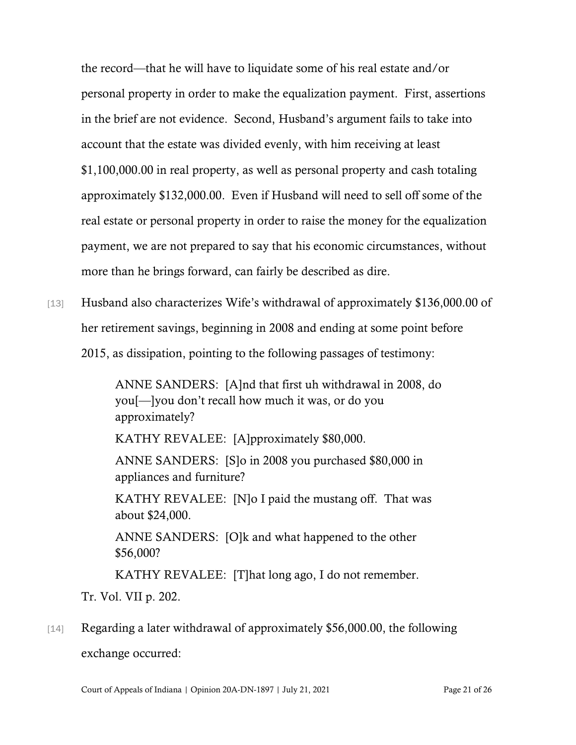the record—that he will have to liquidate some of his real estate and/or personal property in order to make the equalization payment. First, assertions in the brief are not evidence. Second, Husband's argument fails to take into account that the estate was divided evenly, with him receiving at least $1,100,000.00 in real property, as well as personal property and cash totaling approximately $132,000.00. Even if Husband will need to sell off some of the real estate or personal property in order to raise the money for the equalization payment, we are not prepared to say that his economic circumstances, without more than he brings forward, can fairly be described as dire.

[13] Husband also characterizes Wife's withdrawal of approximately $136,000.00 of her retirement savings, beginning in 2008 and ending at some point before 2015, as dissipation, pointing to the following passages of testimony:

> ANNE SANDERS: [A]nd that first uh withdrawal in 2008, do you[—]you don't recall how much it was, or do you approximately?
>
> KATHY REVALEE: [A]pproximately $80,000.
>
> ANNE SANDERS: [S]o in 2008 you purchased $80,000 in appliances and furniture?
>
> KATHY REVALEE: [N]o I paid the mustang off. That was about $24,000.
>
> ANNE SANDERS: [O]k and what happened to the other $56,000?
>
> KATHY REVALEE: [T]hat long ago, I do not remember.

Tr. Vol. VII p. 202.

[14] Regarding a later withdrawal of approximately $56,000.00, the following exchange occurred: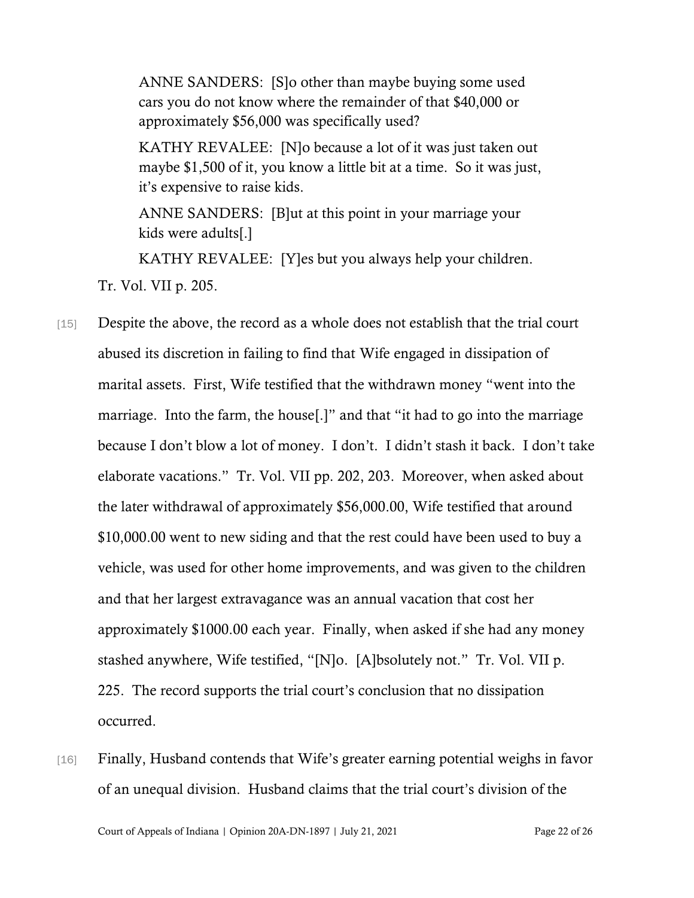> ANNE SANDERS: [S]o other than maybe buying some used cars you do not know where the remainder of that $40,000 or approximately $56,000 was specifically used?
>
> KATHY REVALEE: [N]o because a lot of it was just taken out maybe $1,500 of it, you know a little bit at a time. So it was just, it's expensive to raise kids.
>
> ANNE SANDERS: [B]ut at this point in your marriage your kids were adults[.]
>
> KATHY REVALEE: [Y]es but you always help your children.

Tr. Vol. VII p. 205.

[15] Despite the above, the record as a whole does not establish that the trial court abused its discretion in failing to find that Wife engaged in dissipation of marital assets. First, Wife testified that the withdrawn money "went into the marriage. Into the farm, the house[.]" and that "it had to go into the marriage because I don't blow a lot of money. I don't. I didn't stash it back. I don't take elaborate vacations." Tr. Vol. VII pp. 202, 203. Moreover, when asked about the later withdrawal of approximately $56,000.00, Wife testified that around $10,000.00 went to new siding and that the rest could have been used to buy a vehicle, was used for other home improvements, and was given to the children and that her largest extravagance was an annual vacation that cost her approximately $1000.00 each year. Finally, when asked if she had any money stashed anywhere, Wife testified, "[N]o. [A]bsolutely not." Tr. Vol. VII p. 225. The record supports the trial court's conclusion that no dissipation occurred.

[16] Finally, Husband contends that Wife's greater earning potential weighs in favor of an unequal division. Husband claims that the trial court's division of the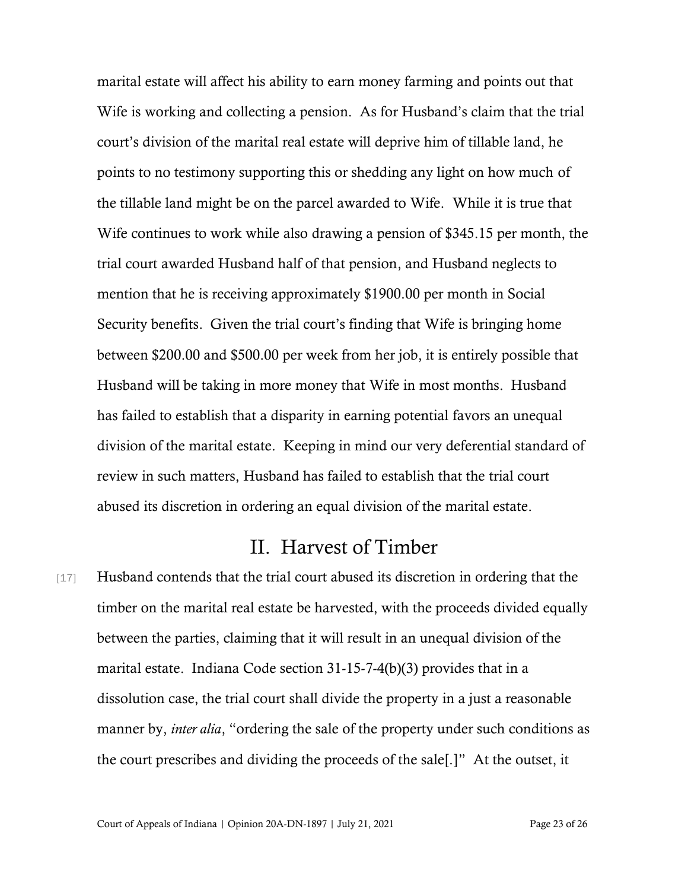marital estate will affect his ability to earn money farming and points out that Wife is working and collecting a pension. As for Husband's claim that the trial court's division of the marital real estate will deprive him of tillable land, he points to no testimony supporting this or shedding any light on how much of the tillable land might be on the parcel awarded to Wife. While it is true that Wife continues to work while also drawing a pension of $345.15 per month, the trial court awarded Husband half of that pension, and Husband neglects to mention that he is receiving approximately $1900.00 per month in Social Security benefits. Given the trial court's finding that Wife is bringing home between $200.00 and $500.00 per week from her job, it is entirely possible that Husband will be taking in more money that Wife in most months. Husband has failed to establish that a disparity in earning potential favors an unequal division of the marital estate. Keeping in mind our very deferential standard of review in such matters, Husband has failed to establish that the trial court abused its discretion in ordering an equal division of the marital estate.

## II. Harvest of Timber

[17] Husband contends that the trial court abused its discretion in ordering that the timber on the marital real estate be harvested, with the proceeds divided equally between the parties, claiming that it will result in an unequal division of the marital estate. Indiana Code section 31-15-7-4(b)(3) provides that in a dissolution case, the trial court shall divide the property in a just a reasonable manner by, *inter alia*, "ordering the sale of the property under such conditions as the court prescribes and dividing the proceeds of the sale[.]" At the outset, it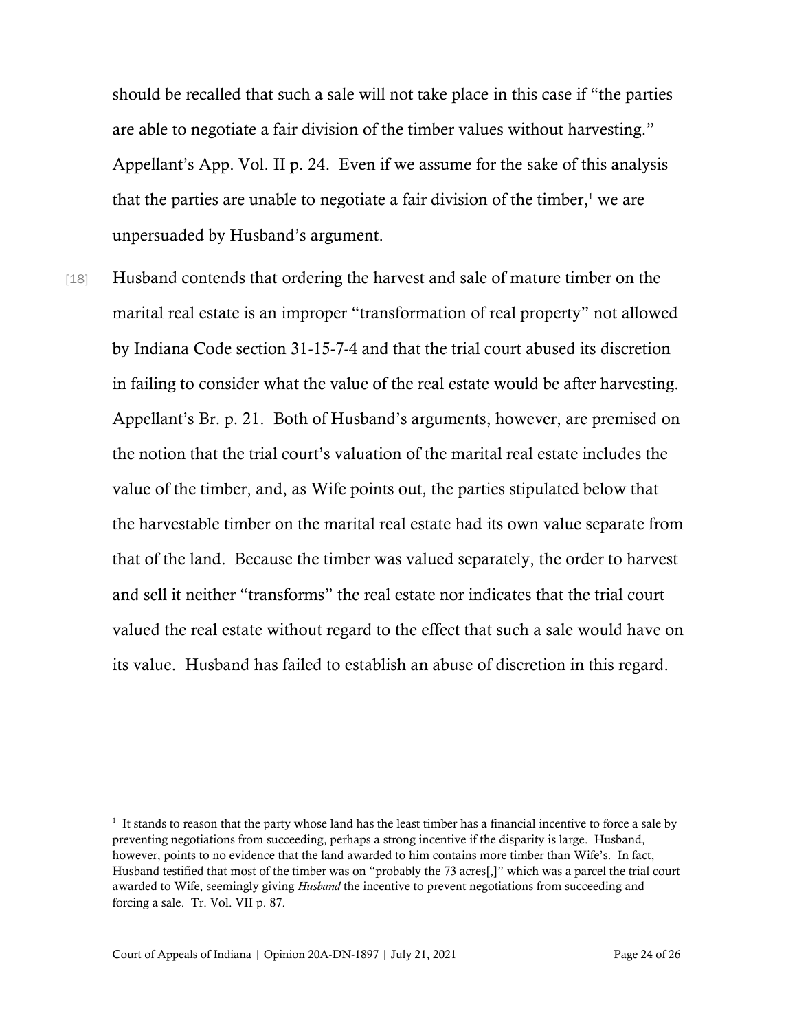should be recalled that such a sale will not take place in this case if "the parties are able to negotiate a fair division of the timber values without harvesting." Appellant's App. Vol. II p. 24. Even if we assume for the sake of this analysis that the parties are unable to negotiate a fair division of the timber,[1] we are unpersuaded by Husband's argument.

[18] Husband contends that ordering the harvest and sale of mature timber on the marital real estate is an improper "transformation of real property" not allowed by Indiana Code section 31-15-7-4 and that the trial court abused its discretion in failing to consider what the value of the real estate would be after harvesting. Appellant's Br. p. 21. Both of Husband's arguments, however, are premised on the notion that the trial court's valuation of the marital real estate includes the value of the timber, and, as Wife points out, the parties stipulated below that the harvestable timber on the marital real estate had its own value separate from that of the land. Because the timber was valued separately, the order to harvest and sell it neither "transforms" the real estate nor indicates that the trial court valued the real estate without regard to the effect that such a sale would have on its value. Husband has failed to establish an abuse of discretion in this regard.

---

[1] It stands to reason that the party whose land has the least timber has a financial incentive to force a sale by preventing negotiations from succeeding, perhaps a strong incentive if the disparity is large. Husband, however, points to no evidence that the land awarded to him contains more timber than Wife's. In fact, Husband testified that most of the timber was on "probably the 73 acres[,]" which was a parcel the trial court awarded to Wife, seemingly giving *Husband* the incentive to prevent negotiations from succeeding and forcing a sale. Tr. Vol. VII p. 87.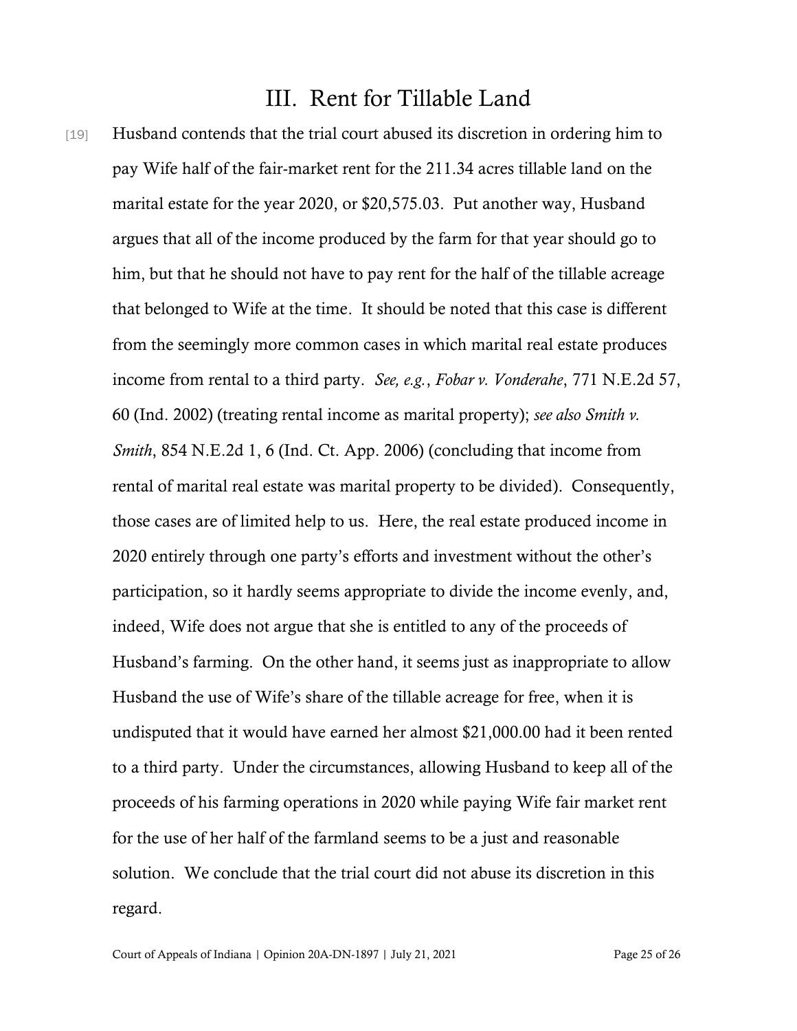## III. Rent for Tillable Land

[19] Husband contends that the trial court abused its discretion in ordering him to pay Wife half of the fair-market rent for the 211.34 acres tillable land on the marital estate for the year 2020, or $20,575.03. Put another way, Husband argues that all of the income produced by the farm for that year should go to him, but that he should not have to pay rent for the half of the tillable acreage that belonged to Wife at the time. It should be noted that this case is different from the seemingly more common cases in which marital real estate produces income from rental to a third party. *See, e.g.*, *Fobar v. Vonderahe*, 771 N.E.2d 57, 60 (Ind. 2002) (treating rental income as marital property); *see also Smith v. Smith*, 854 N.E.2d 1, 6 (Ind. Ct. App. 2006) (concluding that income from rental of marital real estate was marital property to be divided). Consequently, those cases are of limited help to us. Here, the real estate produced income in 2020 entirely through one party's efforts and investment without the other's participation, so it hardly seems appropriate to divide the income evenly, and, indeed, Wife does not argue that she is entitled to any of the proceeds of Husband's farming. On the other hand, it seems just as inappropriate to allow Husband the use of Wife's share of the tillable acreage for free, when it is undisputed that it would have earned her almost $21,000.00 had it been rented to a third party. Under the circumstances, allowing Husband to keep all of the proceeds of his farming operations in 2020 while paying Wife fair market rent for the use of her half of the farmland seems to be a just and reasonable solution. We conclude that the trial court did not abuse its discretion in this regard.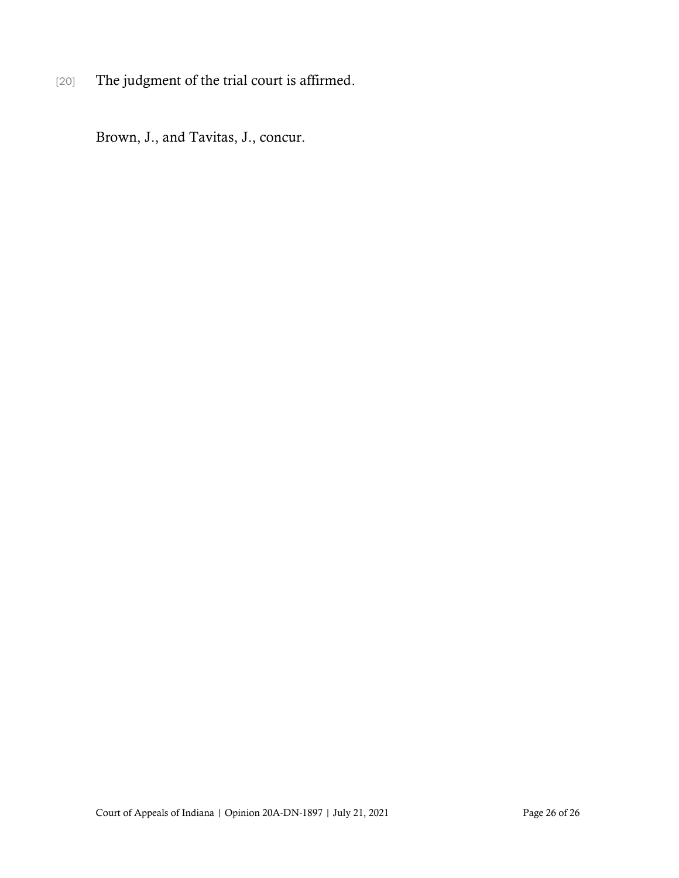[20] The judgment of the trial court is affirmed.

Brown, J., and Tavitas, J., concur.